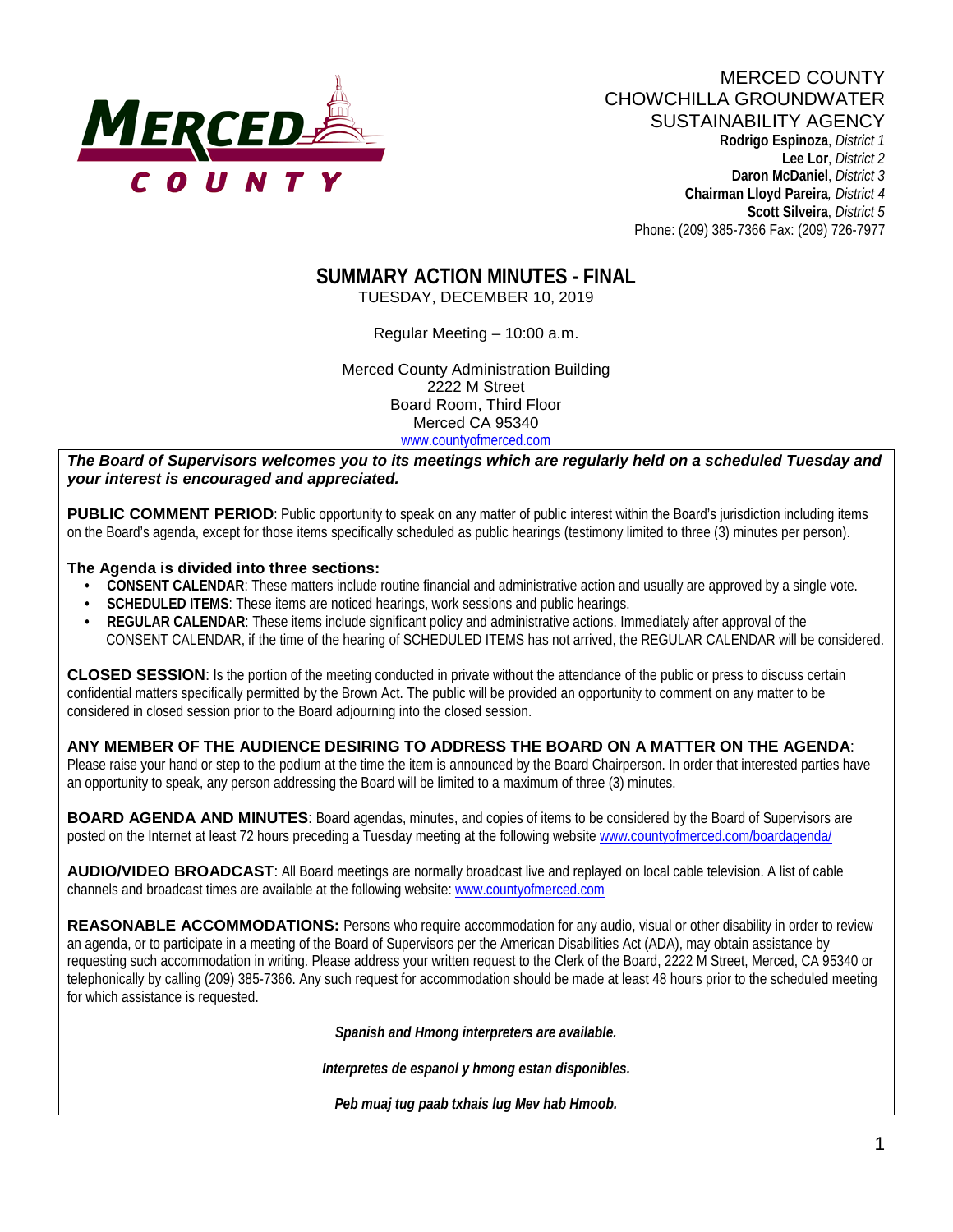MERCED COUNTY

CHOWCHILLA GROUNDWATER SUSTAINABILITY AGENCY

**Rodrigo Espinoza**, *District 1*
**Lee Lor**, *District 2*
**Daron McDaniel**, *District 3*
**Chairman Lloyd Pareira**, *District 4*
**Scott Silveira**, *District 5*
Phone: (209) 385-7366 Fax: (209) 726-7977

# SUMMARY ACTION MINUTES - FINAL

TUESDAY, DECEMBER 10, 2019

Regular Meeting – 10:00 a.m.

Merced County Administration Building
2222 M Street
Board Room, Third Floor
Merced CA 95340
www.countyofmerced.com

***The Board of Supervisors welcomes you to its meetings which are regularly held on a scheduled Tuesday and your interest is encouraged and appreciated.***

**PUBLIC COMMENT PERIOD**: Public opportunity to speak on any matter of public interest within the Board's jurisdiction including items on the Board's agenda, except for those items specifically scheduled as public hearings (testimony limited to three (3) minutes per person).

**The Agenda is divided into three sections:**

- **CONSENT CALENDAR**: These matters include routine financial and administrative action and usually are approved by a single vote.
- **SCHEDULED ITEMS**: These items are noticed hearings, work sessions and public hearings.
- **REGULAR CALENDAR**: These items include significant policy and administrative actions. Immediately after approval of the CONSENT CALENDAR, if the time of the hearing of SCHEDULED ITEMS has not arrived, the REGULAR CALENDAR will be considered.

**CLOSED SESSION**: Is the portion of the meeting conducted in private without the attendance of the public or press to discuss certain confidential matters specifically permitted by the Brown Act. The public will be provided an opportunity to comment on any matter to be considered in closed session prior to the Board adjourning into the closed session.

**ANY MEMBER OF THE AUDIENCE DESIRING TO ADDRESS THE BOARD ON A MATTER ON THE AGENDA**: Please raise your hand or step to the podium at the time the item is announced by the Board Chairperson. In order that interested parties have an opportunity to speak, any person addressing the Board will be limited to a maximum of three (3) minutes.

**BOARD AGENDA AND MINUTES**: Board agendas, minutes, and copies of items to be considered by the Board of Supervisors are posted on the Internet at least 72 hours preceding a Tuesday meeting at the following website www.countyofmerced.com/boardagenda/

**AUDIO/VIDEO BROADCAST**: All Board meetings are normally broadcast live and replayed on local cable television. A list of cable channels and broadcast times are available at the following website: www.countyofmerced.com

**REASONABLE ACCOMMODATIONS:** Persons who require accommodation for any audio, visual or other disability in order to review an agenda, or to participate in a meeting of the Board of Supervisors per the American Disabilities Act (ADA), may obtain assistance by requesting such accommodation in writing. Please address your written request to the Clerk of the Board, 2222 M Street, Merced, CA 95340 or telephonically by calling (209) 385-7366. Any such request for accommodation should be made at least 48 hours prior to the scheduled meeting for which assistance is requested.

***Spanish and Hmong interpreters are available.***

***Interpretes de espanol y hmong estan disponibles.***

***Peb muaj tug paab txhais lug Mev hab Hmoob.***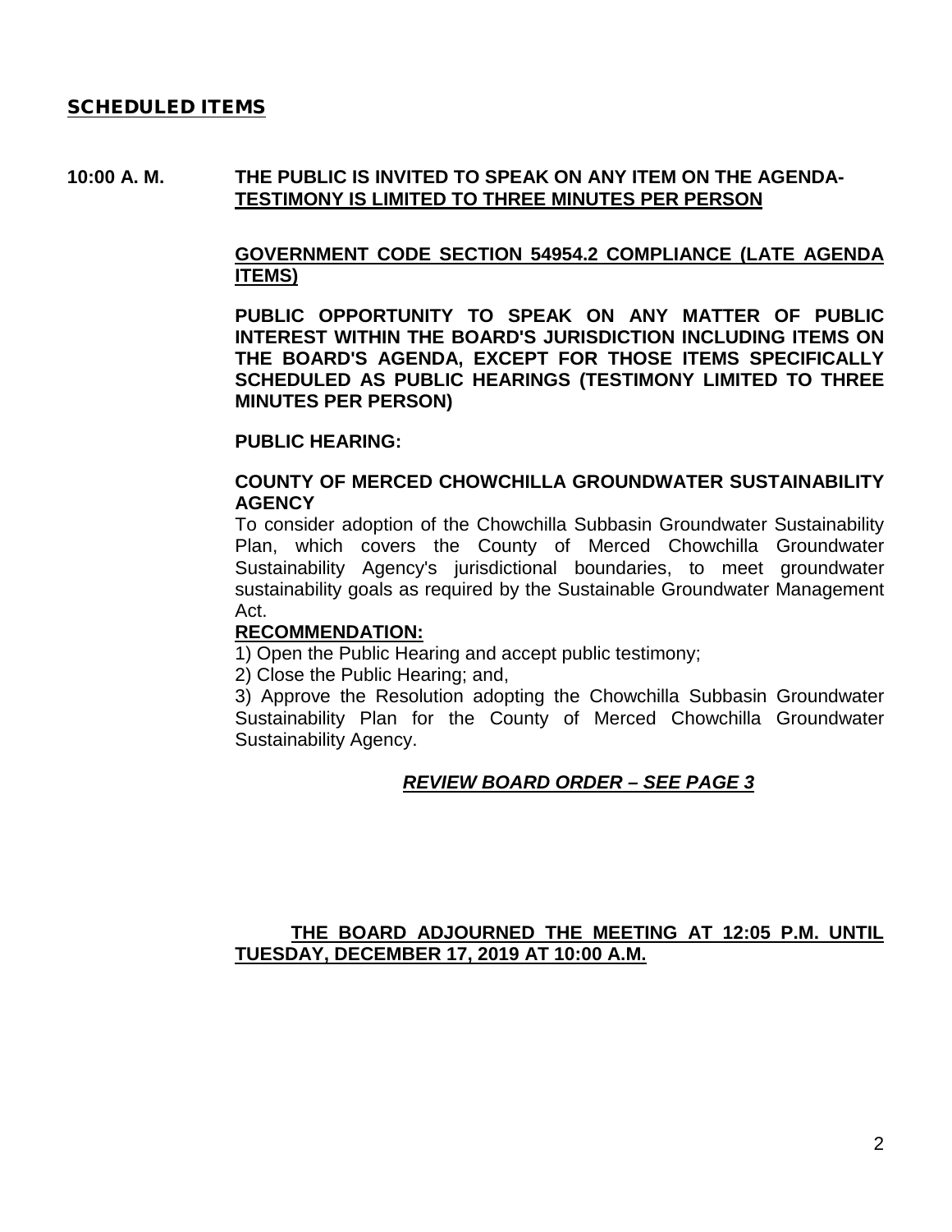## SCHEDULED ITEMS

**10:00 A. M. THE PUBLIC IS INVITED TO SPEAK ON ANY ITEM ON THE AGENDA- TESTIMONY IS LIMITED TO THREE MINUTES PER PERSON**

**GOVERNMENT CODE SECTION 54954.2 COMPLIANCE (LATE AGENDA ITEMS)**

**PUBLIC OPPORTUNITY TO SPEAK ON ANY MATTER OF PUBLIC INTEREST WITHIN THE BOARD'S JURISDICTION INCLUDING ITEMS ON THE BOARD'S AGENDA, EXCEPT FOR THOSE ITEMS SPECIFICALLY SCHEDULED AS PUBLIC HEARINGS (TESTIMONY LIMITED TO THREE MINUTES PER PERSON)**

**PUBLIC HEARING:**

**COUNTY OF MERCED CHOWCHILLA GROUNDWATER SUSTAINABILITY AGENCY**

To consider adoption of the Chowchilla Subbasin Groundwater Sustainability Plan, which covers the County of Merced Chowchilla Groundwater Sustainability Agency's jurisdictional boundaries, to meet groundwater sustainability goals as required by the Sustainable Groundwater Management Act.

**RECOMMENDATION:**

1) Open the Public Hearing and accept public testimony;

2) Close the Public Hearing; and,

3) Approve the Resolution adopting the Chowchilla Subbasin Groundwater Sustainability Plan for the County of Merced Chowchilla Groundwater Sustainability Agency.

***REVIEW BOARD ORDER – SEE PAGE 3***

**THE BOARD ADJOURNED THE MEETING AT 12:05 P.M. UNTIL TUESDAY, DECEMBER 17, 2019 AT 10:00 A.M.**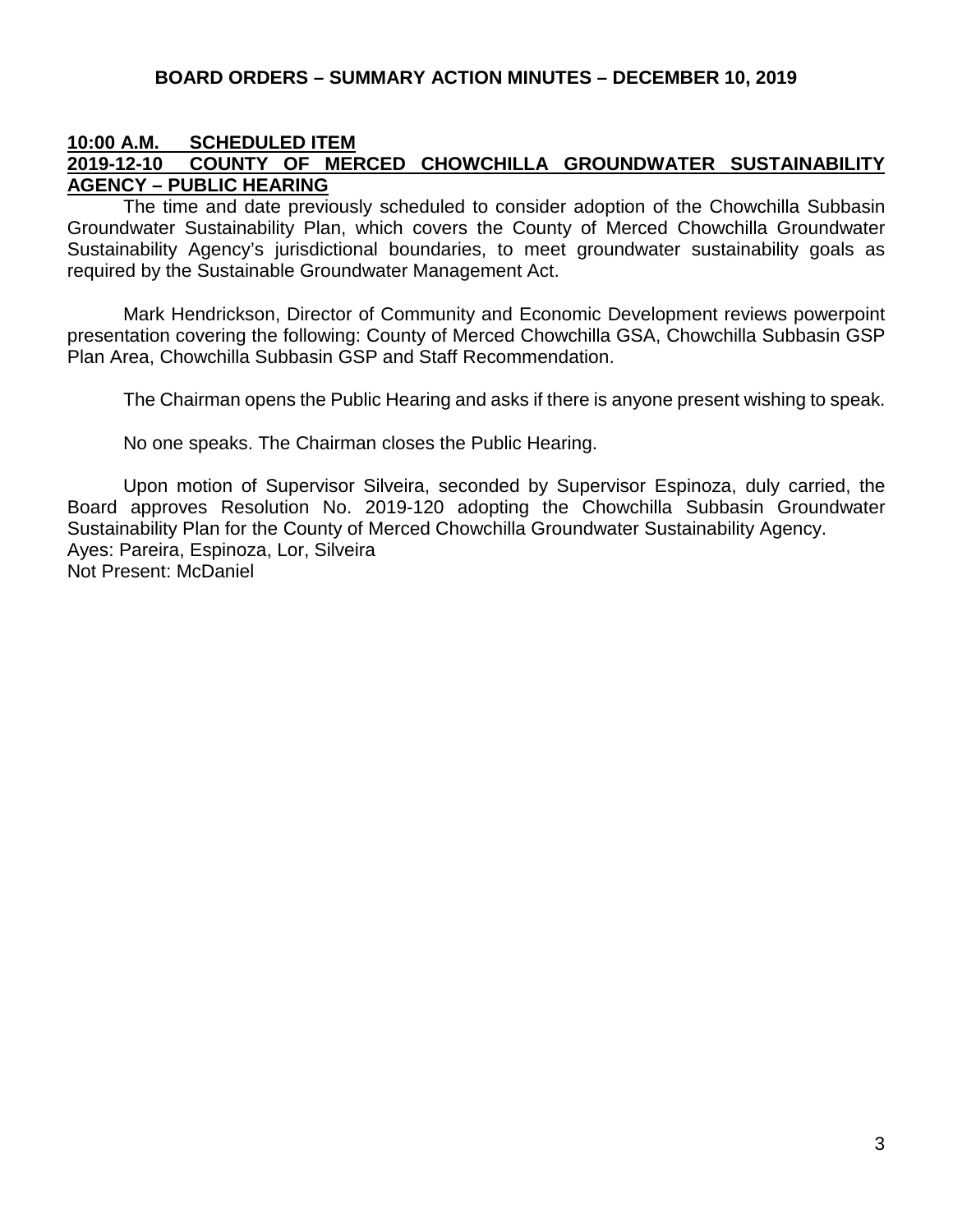## BOARD ORDERS – SUMMARY ACTION MINUTES – DECEMBER 10, 2019

**10:00 A.M. SCHEDULED ITEM**
**2019-12-10 COUNTY OF MERCED CHOWCHILLA GROUNDWATER SUSTAINABILITY AGENCY – PUBLIC HEARING**

The time and date previously scheduled to consider adoption of the Chowchilla Subbasin Groundwater Sustainability Plan, which covers the County of Merced Chowchilla Groundwater Sustainability Agency's jurisdictional boundaries, to meet groundwater sustainability goals as required by the Sustainable Groundwater Management Act.

Mark Hendrickson, Director of Community and Economic Development reviews powerpoint presentation covering the following: County of Merced Chowchilla GSA, Chowchilla Subbasin GSP Plan Area, Chowchilla Subbasin GSP and Staff Recommendation.

The Chairman opens the Public Hearing and asks if there is anyone present wishing to speak.

No one speaks. The Chairman closes the Public Hearing.

Upon motion of Supervisor Silveira, seconded by Supervisor Espinoza, duly carried, the Board approves Resolution No. 2019-120 adopting the Chowchilla Subbasin Groundwater Sustainability Plan for the County of Merced Chowchilla Groundwater Sustainability Agency.
Ayes: Pareira, Espinoza, Lor, Silveira
Not Present: McDaniel